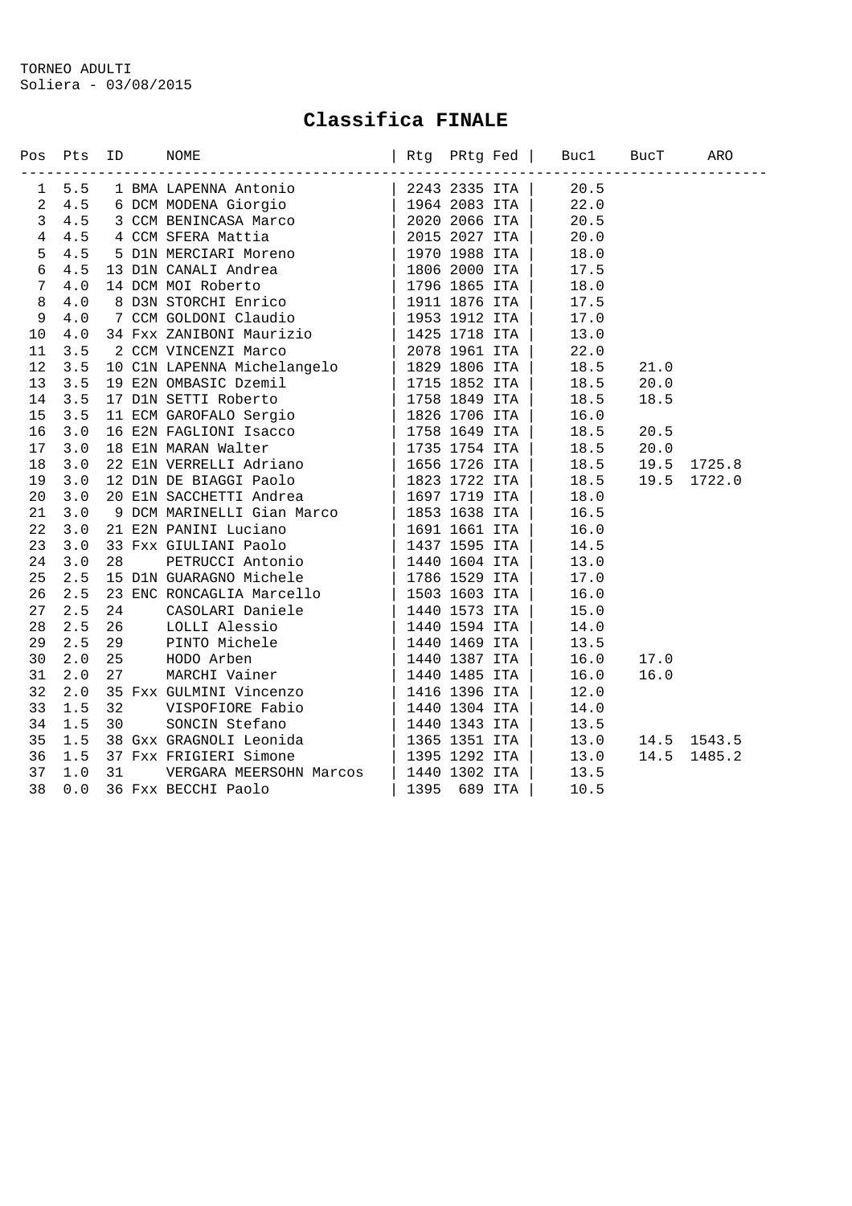TORNEO ADULTI
Soliera - 03/08/2015

# Classifica FINALE

| Pos | Pts | ID | | NOME | Rtg | PRtg | Fed | Buc1 | BucT | ARO |
|---|---|---|---|---|---|---|---|---|---|---|
| 1 | 5.5 | 1 | BMA | LAPENNA Antonio | 2243 | 2335 | ITA | 20.5 | | |
| 2 | 4.5 | 6 | DCM | MODENA Giorgio | 1964 | 2083 | ITA | 22.0 | | |
| 3 | 4.5 | 3 | CCM | BENINCASA Marco | 2020 | 2066 | ITA | 20.5 | | |
| 4 | 4.5 | 4 | CCM | SFERA Mattia | 2015 | 2027 | ITA | 20.0 | | |
| 5 | 4.5 | 5 | D1N | MERCIARI Moreno | 1970 | 1988 | ITA | 18.0 | | |
| 6 | 4.5 | 13 | D1N | CANALI Andrea | 1806 | 2000 | ITA | 17.5 | | |
| 7 | 4.0 | 14 | DCM | MOI Roberto | 1796 | 1865 | ITA | 18.0 | | |
| 8 | 4.0 | 8 | D3N | STORCHI Enrico | 1911 | 1876 | ITA | 17.5 | | |
| 9 | 4.0 | 7 | CCM | GOLDONI Claudio | 1953 | 1912 | ITA | 17.0 | | |
| 10 | 4.0 | 34 | Fxx | ZANIBONI Maurizio | 1425 | 1718 | ITA | 13.0 | | |
| 11 | 3.5 | 2 | CCM | VINCENZI Marco | 2078 | 1961 | ITA | 22.0 | | |
| 12 | 3.5 | 10 | C1N | LAPENNA Michelangelo | 1829 | 1806 | ITA | 18.5 | 21.0 | |
| 13 | 3.5 | 19 | E2N | OMBASIC Dzemil | 1715 | 1852 | ITA | 18.5 | 20.0 | |
| 14 | 3.5 | 17 | D1N | SETTI Roberto | 1758 | 1849 | ITA | 18.5 | 18.5 | |
| 15 | 3.5 | 11 | ECM | GAROFALO Sergio | 1826 | 1706 | ITA | 16.0 | | |
| 16 | 3.0 | 16 | E2N | FAGLIONI Isacco | 1758 | 1649 | ITA | 18.5 | 20.5 | |
| 17 | 3.0 | 18 | E1N | MARAN Walter | 1735 | 1754 | ITA | 18.5 | 20.0 | |
| 18 | 3.0 | 22 | E1N | VERRELLI Adriano | 1656 | 1726 | ITA | 18.5 | 19.5 | 1725.8 |
| 19 | 3.0 | 12 | D1N | DE BIAGGI Paolo | 1823 | 1722 | ITA | 18.5 | 19.5 | 1722.0 |
| 20 | 3.0 | 20 | E1N | SACCHETTI Andrea | 1697 | 1719 | ITA | 18.0 | | |
| 21 | 3.0 | 9 | DCM | MARINELLI Gian Marco | 1853 | 1638 | ITA | 16.5 | | |
| 22 | 3.0 | 21 | E2N | PANINI Luciano | 1691 | 1661 | ITA | 16.0 | | |
| 23 | 3.0 | 33 | Fxx | GIULIANI Paolo | 1437 | 1595 | ITA | 14.5 | | |
| 24 | 3.0 | 28 | | PETRUCCI Antonio | 1440 | 1604 | ITA | 13.0 | | |
| 25 | 2.5 | 15 | D1N | GUARAGNO Michele | 1786 | 1529 | ITA | 17.0 | | |
| 26 | 2.5 | 23 | ENC | RONCAGLIA Marcello | 1503 | 1603 | ITA | 16.0 | | |
| 27 | 2.5 | 24 | | CASOLARI Daniele | 1440 | 1573 | ITA | 15.0 | | |
| 28 | 2.5 | 26 | | LOLLI Alessio | 1440 | 1594 | ITA | 14.0 | | |
| 29 | 2.5 | 29 | | PINTO Michele | 1440 | 1469 | ITA | 13.5 | | |
| 30 | 2.0 | 25 | | HODO Arben | 1440 | 1387 | ITA | 16.0 | 17.0 | |
| 31 | 2.0 | 27 | | MARCHI Vainer | 1440 | 1485 | ITA | 16.0 | 16.0 | |
| 32 | 2.0 | 35 | Fxx | GULMINI Vincenzo | 1416 | 1396 | ITA | 12.0 | | |
| 33 | 1.5 | 32 | | VISPOFIORE Fabio | 1440 | 1304 | ITA | 14.0 | | |
| 34 | 1.5 | 30 | | SONCIN Stefano | 1440 | 1343 | ITA | 13.5 | | |
| 35 | 1.5 | 38 | Gxx | GRAGNOLI Leonida | 1365 | 1351 | ITA | 13.0 | 14.5 | 1543.5 |
| 36 | 1.5 | 37 | Fxx | FRIGIERI Simone | 1395 | 1292 | ITA | 13.0 | 14.5 | 1485.2 |
| 37 | 1.0 | 31 | | VERGARA MEERSOHN Marcos | 1440 | 1302 | ITA | 13.5 | | |
| 38 | 0.0 | 36 | Fxx | BECCHI Paolo | 1395 | 689 | ITA | 10.5 | | |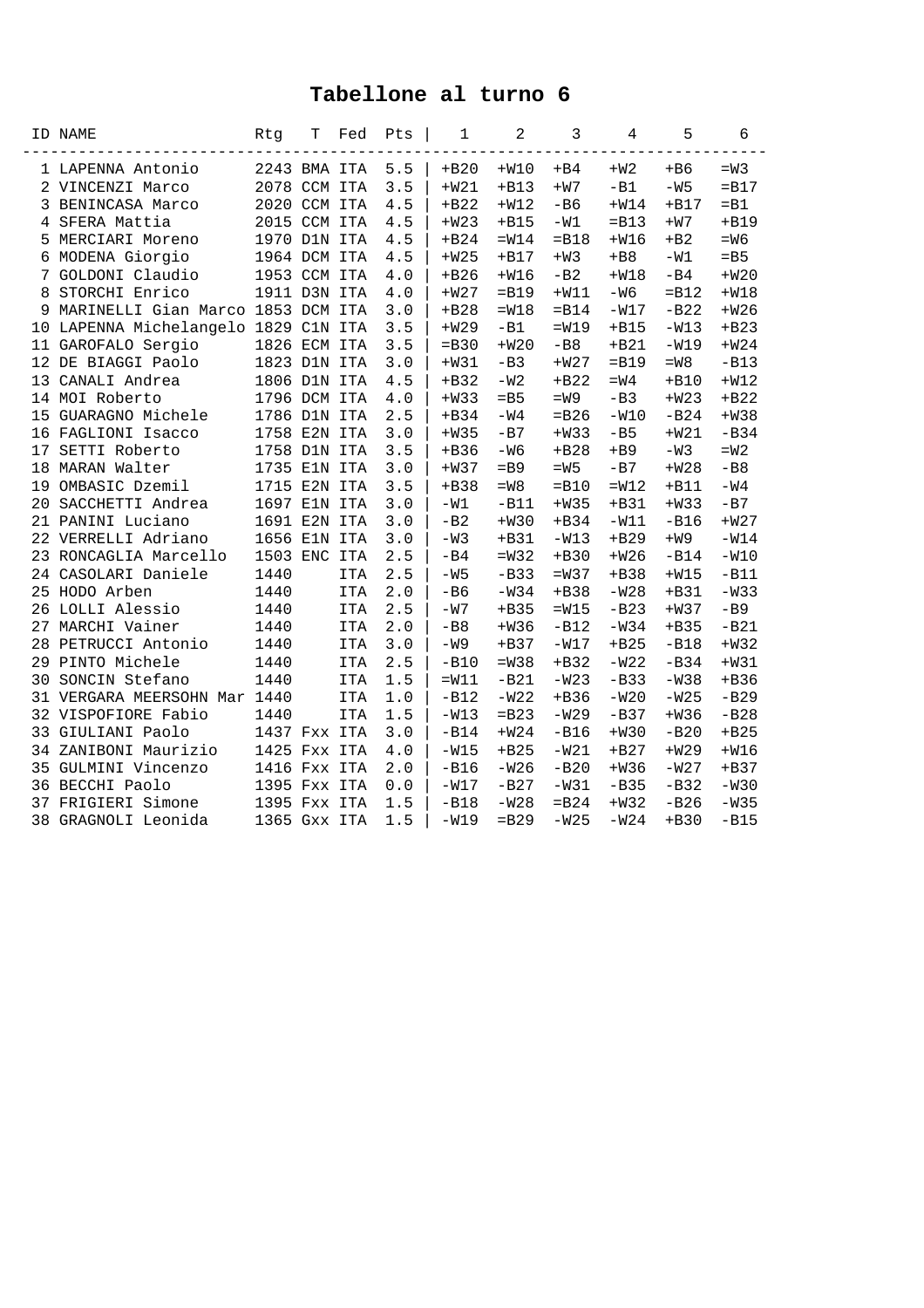# Tabellone al turno 6

| ID | NAME | Rtg | T | Fed | Pts | 1 | 2 | 3 | 4 | 5 | 6 |
|---|---|---|---|---|---|---|---|---|---|---|---|
| 1 | LAPENNA Antonio | 2243 | BMA | ITA | 5.5 | +B20 | +W10 | +B4 | +W2 | +B6 | =W3 |
| 2 | VINCENZI Marco | 2078 | CCM | ITA | 3.5 | +W21 | +B13 | +W7 | -B1 | -W5 | =B17 |
| 3 | BENINCASA Marco | 2020 | CCM | ITA | 4.5 | +B22 | +W12 | -B6 | +W14 | +B17 | =B1 |
| 4 | SFERA Mattia | 2015 | CCM | ITA | 4.5 | +W23 | +B15 | -W1 | =B13 | +W7 | +B19 |
| 5 | MERCIARI Moreno | 1970 | D1N | ITA | 4.5 | +B24 | =W14 | =B18 | +W16 | +B2 | =W6 |
| 6 | MODENA Giorgio | 1964 | DCM | ITA | 4.5 | +W25 | +B17 | +W3 | +B8 | -W1 | =B5 |
| 7 | GOLDONI Claudio | 1953 | CCM | ITA | 4.0 | +B26 | +W16 | -B2 | +W18 | -B4 | +W20 |
| 8 | STORCHI Enrico | 1911 | D3N | ITA | 4.0 | +W27 | =B19 | +W11 | -W6 | =B12 | +W18 |
| 9 | MARINELLI Gian Marco | 1853 | DCM | ITA | 3.0 | +B28 | =W18 | =B14 | -W17 | -B22 | +W26 |
| 10 | LAPENNA Michelangelo | 1829 | C1N | ITA | 3.5 | +W29 | -B1 | =W19 | +B15 | -W13 | +B23 |
| 11 | GAROFALO Sergio | 1826 | ECM | ITA | 3.5 | =B30 | +W20 | -B8 | +B21 | -W19 | +W24 |
| 12 | DE BIAGGI Paolo | 1823 | D1N | ITA | 3.0 | +W31 | -B3 | +W27 | =B19 | =W8 | -B13 |
| 13 | CANALI Andrea | 1806 | D1N | ITA | 4.5 | +B32 | -W2 | +B22 | =W4 | +B10 | +W12 |
| 14 | MOI Roberto | 1796 | DCM | ITA | 4.0 | +W33 | =B5 | =W9 | -B3 | +W23 | +B22 |
| 15 | GUARAGNO Michele | 1786 | D1N | ITA | 2.5 | +B34 | -W4 | =B26 | -W10 | -B24 | +W38 |
| 16 | FAGLIONI Isacco | 1758 | E2N | ITA | 3.0 | +W35 | -B7 | +W33 | -B5 | +W21 | -B34 |
| 17 | SETTI Roberto | 1758 | D1N | ITA | 3.5 | +B36 | -W6 | +B28 | +B9 | -W3 | =W2 |
| 18 | MARAN Walter | 1735 | E1N | ITA | 3.0 | +W37 | =B9 | =W5 | -B7 | +W28 | -B8 |
| 19 | OMBASIC Dzemil | 1715 | E2N | ITA | 3.5 | +B38 | =W8 | =B10 | =W12 | +B11 | -W4 |
| 20 | SACCHETTI Andrea | 1697 | E1N | ITA | 3.0 | -W1 | -B11 | +W35 | +B31 | +W33 | -B7 |
| 21 | PANINI Luciano | 1691 | E2N | ITA | 3.0 | -B2 | +W30 | +B34 | -W11 | -B16 | +W27 |
| 22 | VERRELLI Adriano | 1656 | E1N | ITA | 3.0 | -W3 | +B31 | -W13 | +B29 | +W9 | -W14 |
| 23 | RONCAGLIA Marcello | 1503 | ENC | ITA | 2.5 | -B4 | =W32 | +B30 | +W26 | -B14 | -W10 |
| 24 | CASOLARI Daniele | 1440 | | ITA | 2.5 | -W5 | -B33 | =W37 | +B38 | +W15 | -B11 |
| 25 | HODO Arben | 1440 | | ITA | 2.0 | -B6 | -W34 | +B38 | -W28 | +B31 | -W33 |
| 26 | LOLLI Alessio | 1440 | | ITA | 2.5 | -W7 | +B35 | =W15 | -B23 | +W37 | -B9 |
| 27 | MARCHI Vainer | 1440 | | ITA | 2.0 | -B8 | +W36 | -B12 | -W34 | +B35 | -B21 |
| 28 | PETRUCCI Antonio | 1440 | | ITA | 3.0 | -W9 | +B37 | -W17 | +B25 | -B18 | +W32 |
| 29 | PINTO Michele | 1440 | | ITA | 2.5 | -B10 | =W38 | +B32 | -W22 | -B34 | +W31 |
| 30 | SONCIN Stefano | 1440 | | ITA | 1.5 | =W11 | -B21 | -W23 | -B33 | -W38 | +B36 |
| 31 | VERGARA MEERSOHN Mar | 1440 | | ITA | 1.0 | -B12 | -W22 | +B36 | -W20 | -W25 | -B29 |
| 32 | VISPOFIORE Fabio | 1440 | | ITA | 1.5 | -W13 | =B23 | -W29 | -B37 | +W36 | -B28 |
| 33 | GIULIANI Paolo | 1437 | Fxx | ITA | 3.0 | -B14 | +W24 | -B16 | +W30 | -B20 | +B25 |
| 34 | ZANIBONI Maurizio | 1425 | Fxx | ITA | 4.0 | -W15 | +B25 | -W21 | +B27 | +W29 | +W16 |
| 35 | GULMINI Vincenzo | 1416 | Fxx | ITA | 2.0 | -B16 | -W26 | -B20 | +W36 | -W27 | +B37 |
| 36 | BECCHI Paolo | 1395 | Fxx | ITA | 0.0 | -W17 | -B27 | -W31 | -B35 | -B32 | -W30 |
| 37 | FRIGIERI Simone | 1395 | Fxx | ITA | 1.5 | -B18 | -W28 | =B24 | +W32 | -B26 | -W35 |
| 38 | GRAGNOLI Leonida | 1365 | Gxx | ITA | 1.5 | -W19 | =B29 | -W25 | -W24 | +B30 | -B15 |